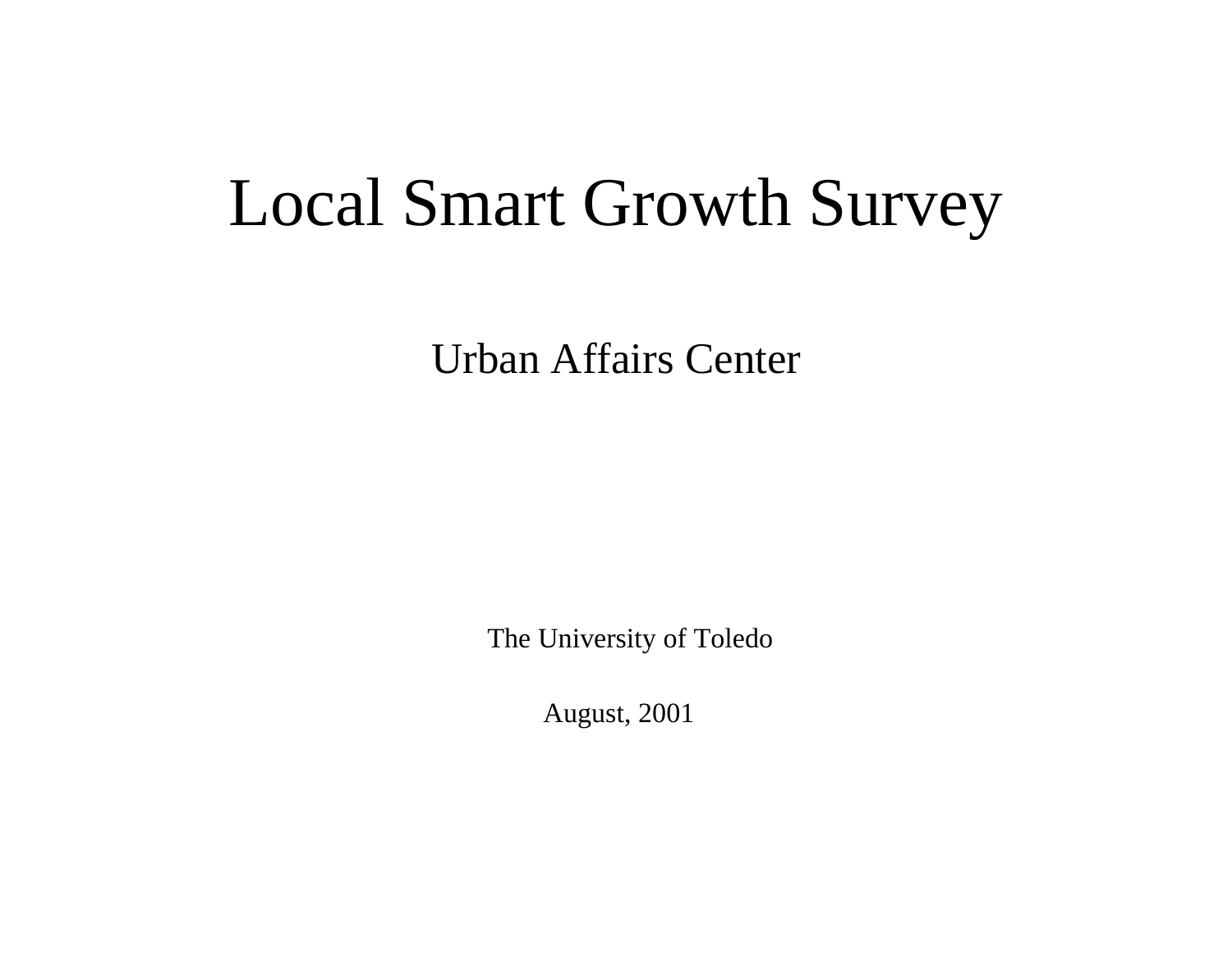# Local Smart Growth Survey

## Urban Affairs Center

The University of Toledo

August, 2001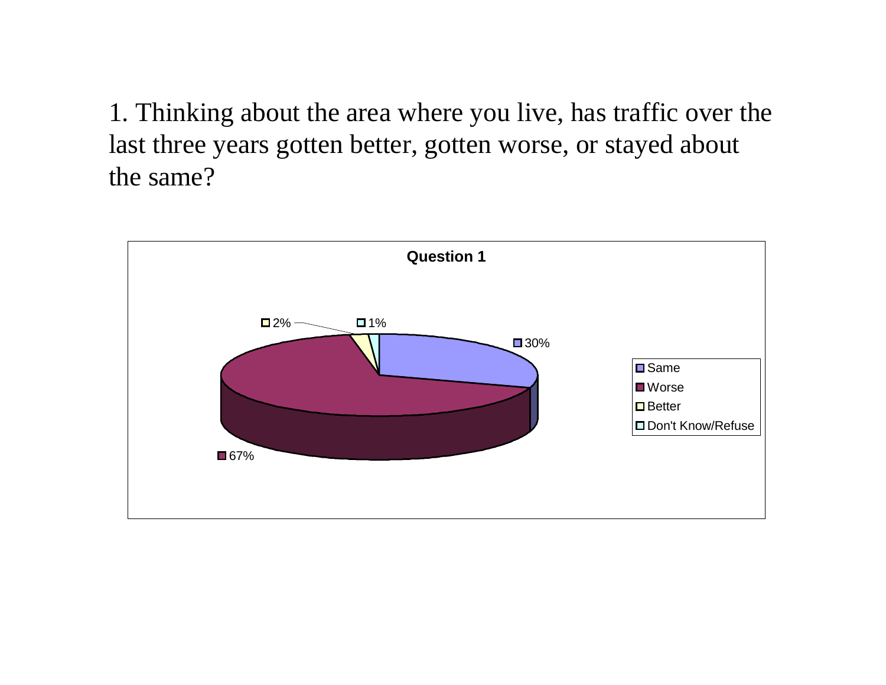1. Thinking about the area where you live, has traffic over the last three years gotten better, gotten worse, or stayed about the same?

**Question 1**

| Response | Percent |
| --- | --- |
| Same | 30% |
| Worse | 67% |
| Better | 2% |
| Don't Know/Refuse | 1% |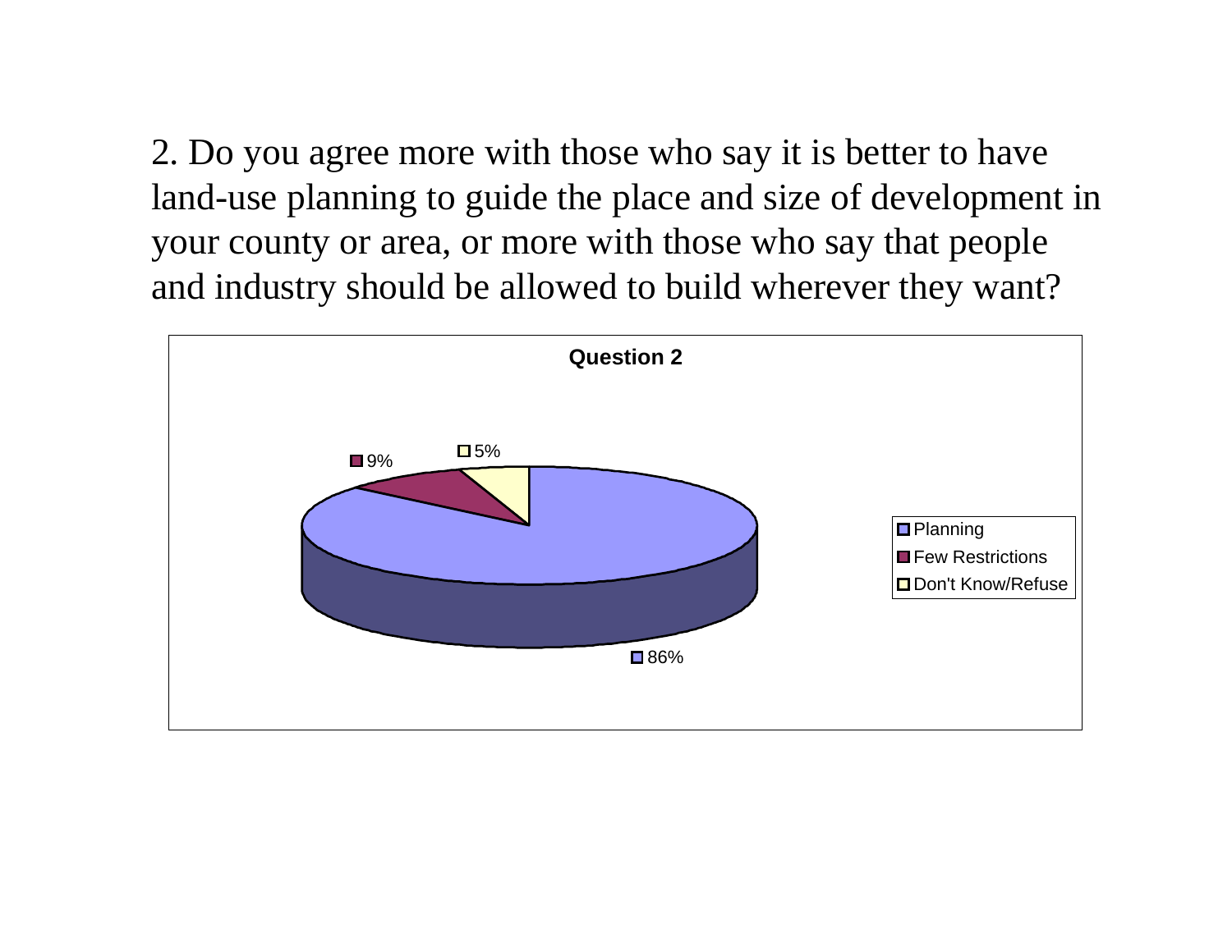2. Do you agree more with those who say it is better to have land-use planning to guide the place and size of development in your county or area, or more with those who say that people and industry should be allowed to build wherever they want?

**Question 2**

| Response | Percent |
| --- | --- |
| Planning | 86% |
| Few Restrictions | 9% |
| Don't Know/Refuse | 5% |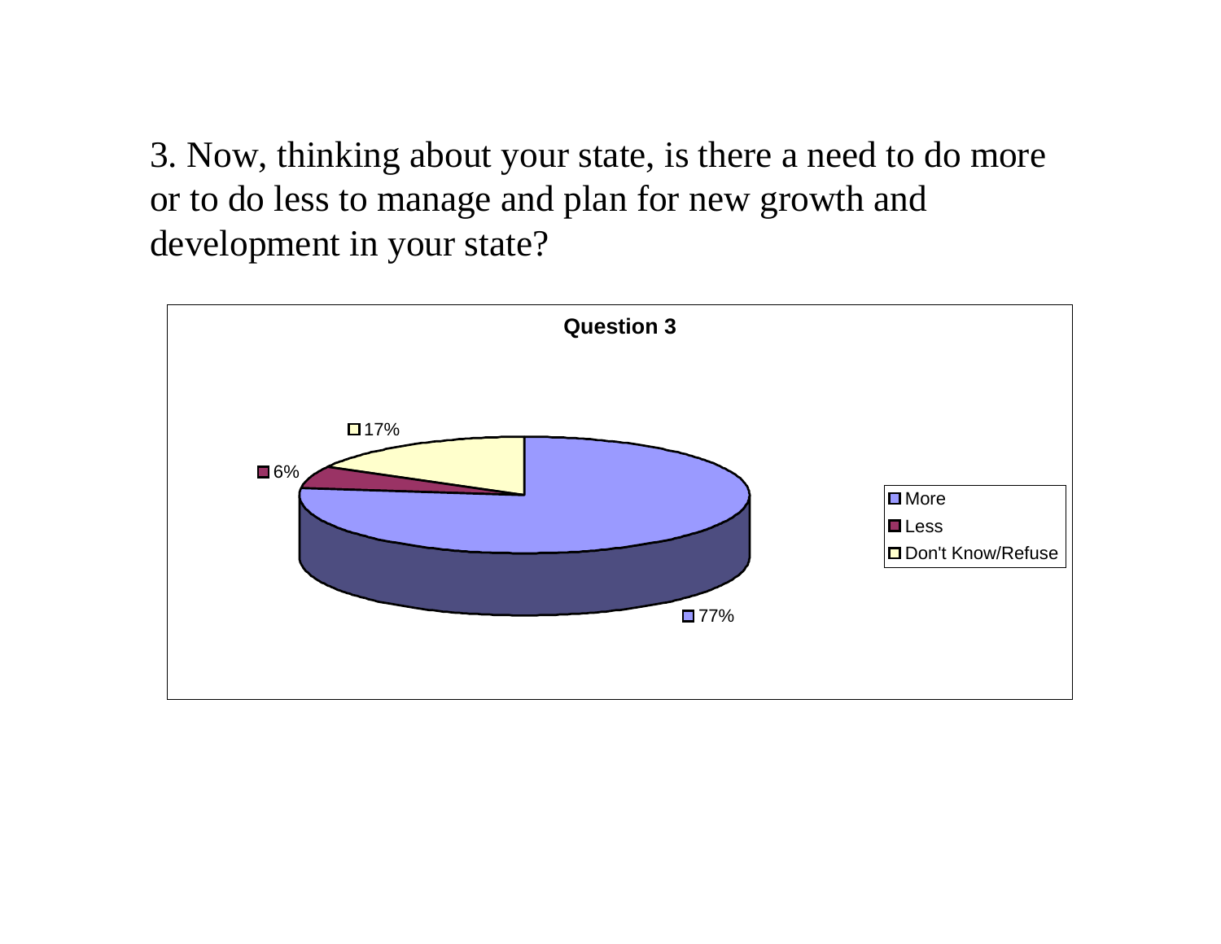3. Now, thinking about your state, is there a need to do more or to do less to manage and plan for new growth and development in your state?

**Question 3**

| Response | Percent |
|---|---|
| More | 77% |
| Less | 6% |
| Don't Know/Refuse | 17% |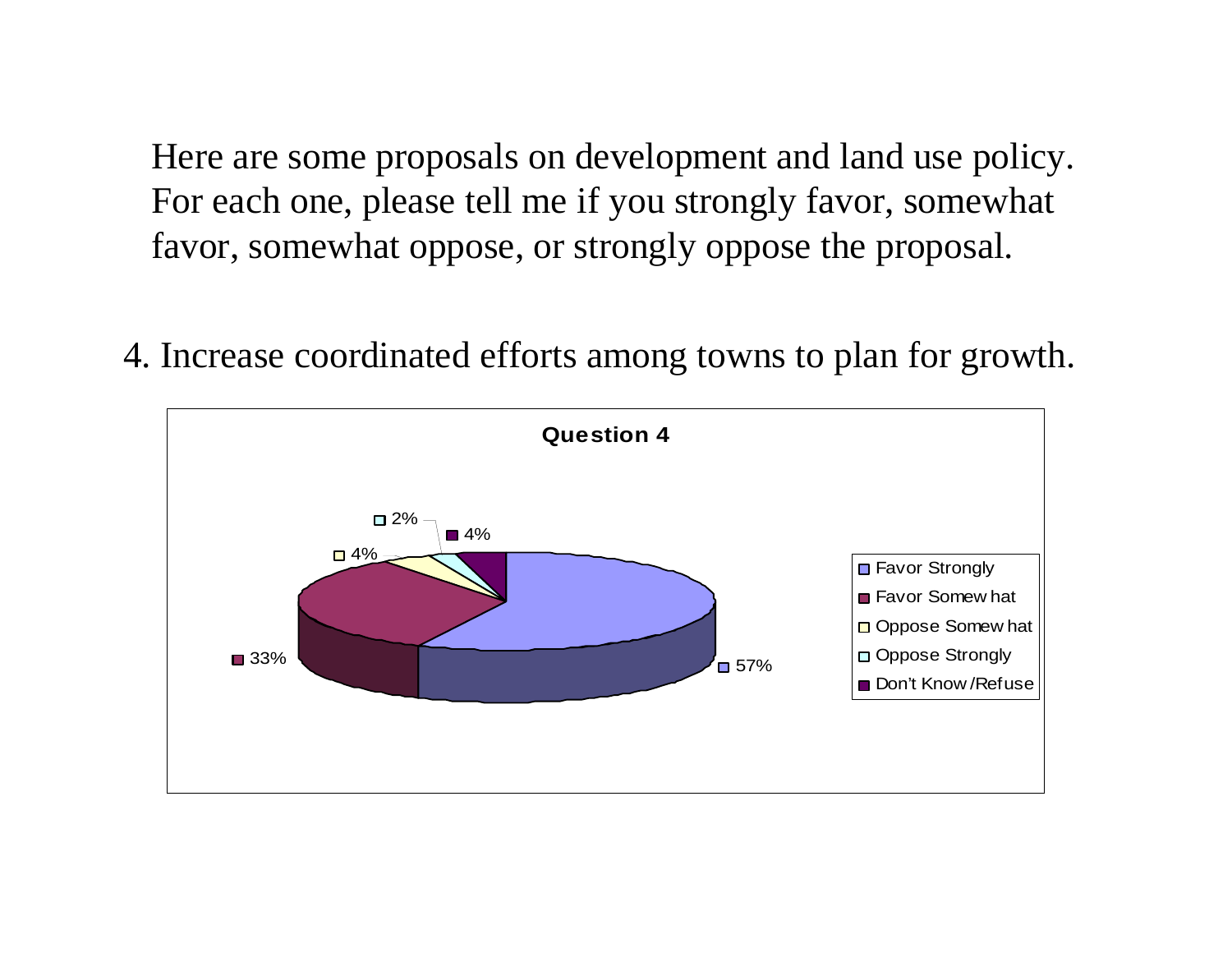Here are some proposals on development and land use policy. For each one, please tell me if you strongly favor, somewhat favor, somewhat oppose, or strongly oppose the proposal.

4. Increase coordinated efforts among towns to plan for growth.

**Question 4**

| Response | Percent |
| --- | --- |
| Favor Strongly | 57% |
| Favor Somewhat | 33% |
| Oppose Somewhat | 4% |
| Oppose Strongly | 2% |
| Don't Know/Refuse | 4% |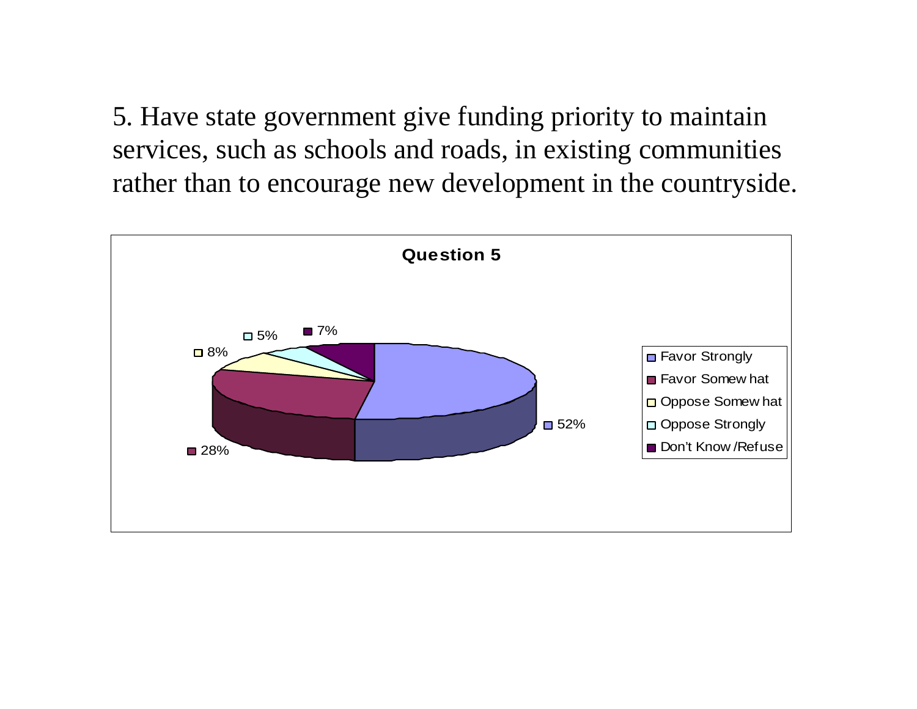5. Have state government give funding priority to maintain services, such as schools and roads, in existing communities rather than to encourage new development in the countryside.

**Question 5**

| Response | Percent |
| --- | --- |
| Favor Strongly | 52% |
| Favor Somewhat | 28% |
| Oppose Somewhat | 8% |
| Oppose Strongly | 5% |
| Don't Know/Refuse | 7% |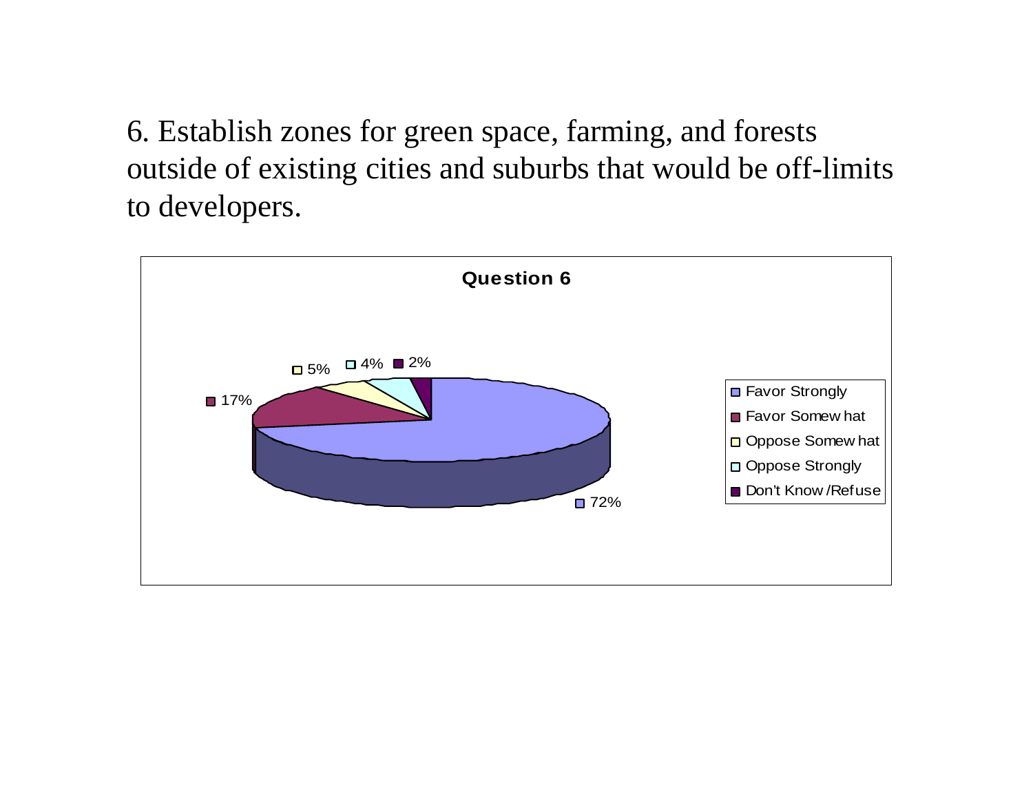6. Establish zones for green space, farming, and forests outside of existing cities and suburbs that would be off-limits to developers.

**Question 6**

| Response | Percent |
|---|---|
| Favor Strongly | 72% |
| Favor Somewhat | 17% |
| Oppose Somewhat | 5% |
| Oppose Strongly | 4% |
| Don't Know/Refuse | 2% |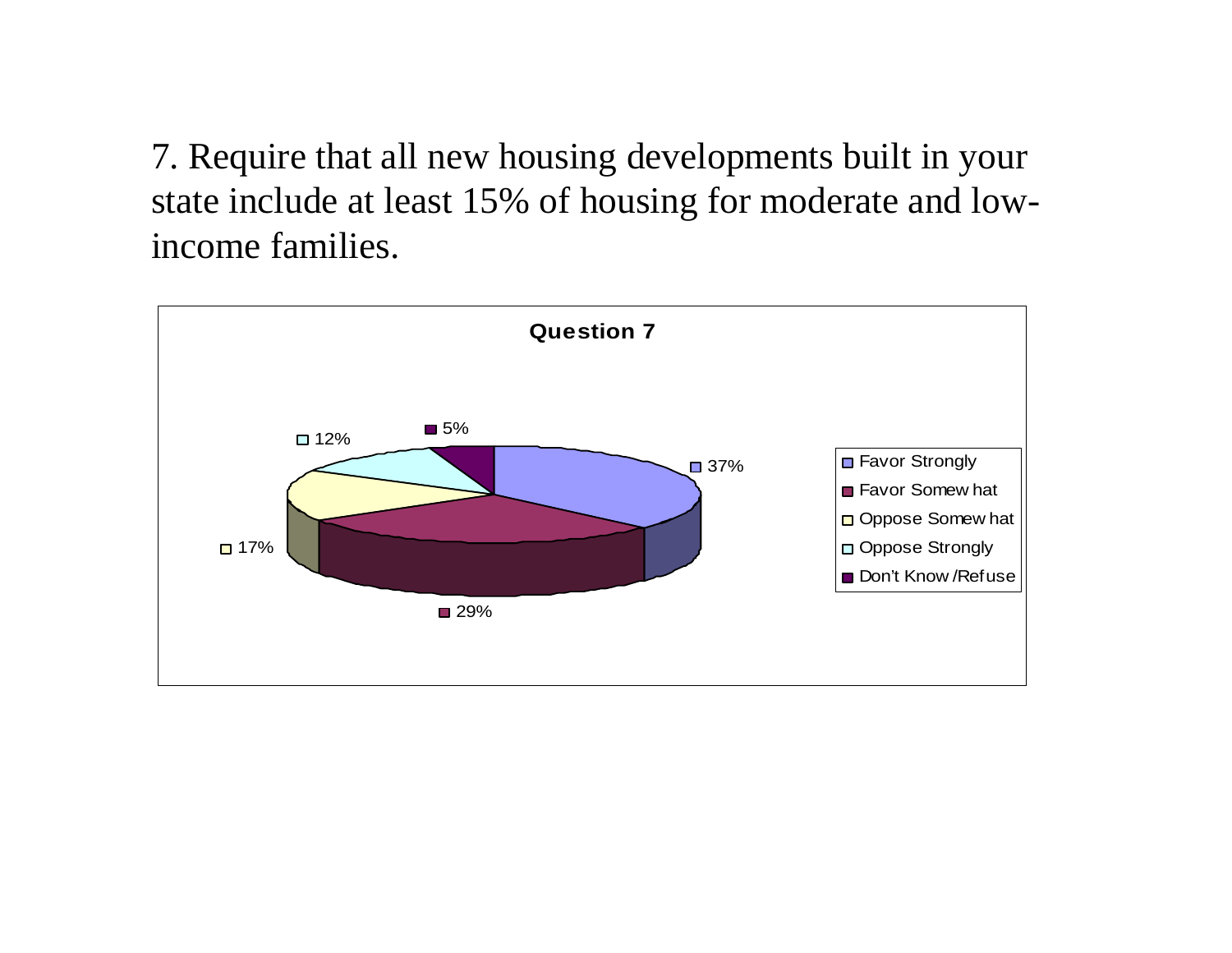7. Require that all new housing developments built in your state include at least 15% of housing for moderate and low-income families.

**Question 7**

| Response | Percentage |
| --- | --- |
| Favor Strongly | 37% |
| Favor Somewhat | 29% |
| Oppose Somewhat | 17% |
| Oppose Strongly | 12% |
| Don't Know/Refuse | 5% |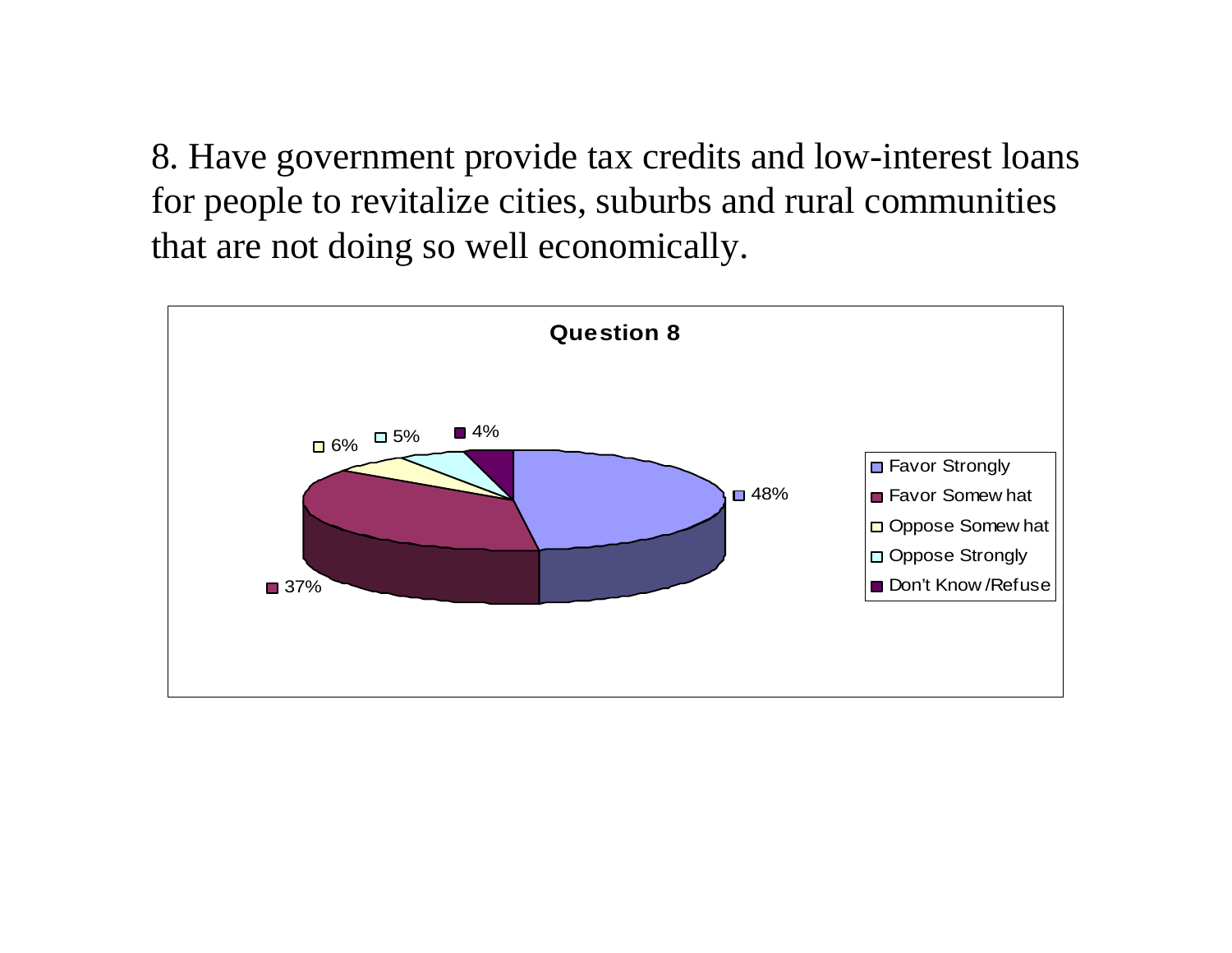8. Have government provide tax credits and low-interest loans for people to revitalize cities, suburbs and rural communities that are not doing so well economically.

**Question 8**

| Response | Percent |
| --- | --- |
| Favor Strongly | 48% |
| Favor Somewhat | 37% |
| Oppose Somewhat | 6% |
| Oppose Strongly | 5% |
| Don't Know/Refuse | 4% |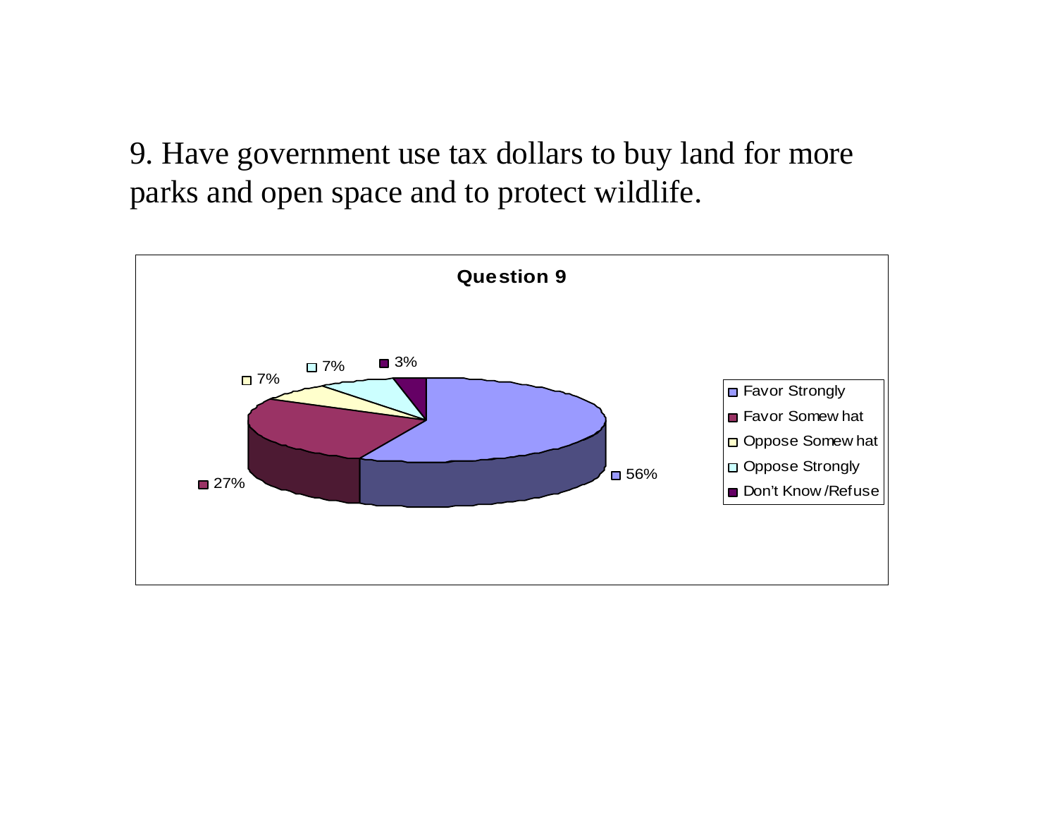9. Have government use tax dollars to buy land for more parks and open space and to protect wildlife.

**Question 9**

| Response | Percent |
| --- | --- |
| Favor Strongly | 56% |
| Favor Somewhat | 27% |
| Oppose Somewhat | 7% |
| Oppose Strongly | 7% |
| Don't Know/Refuse | 3% |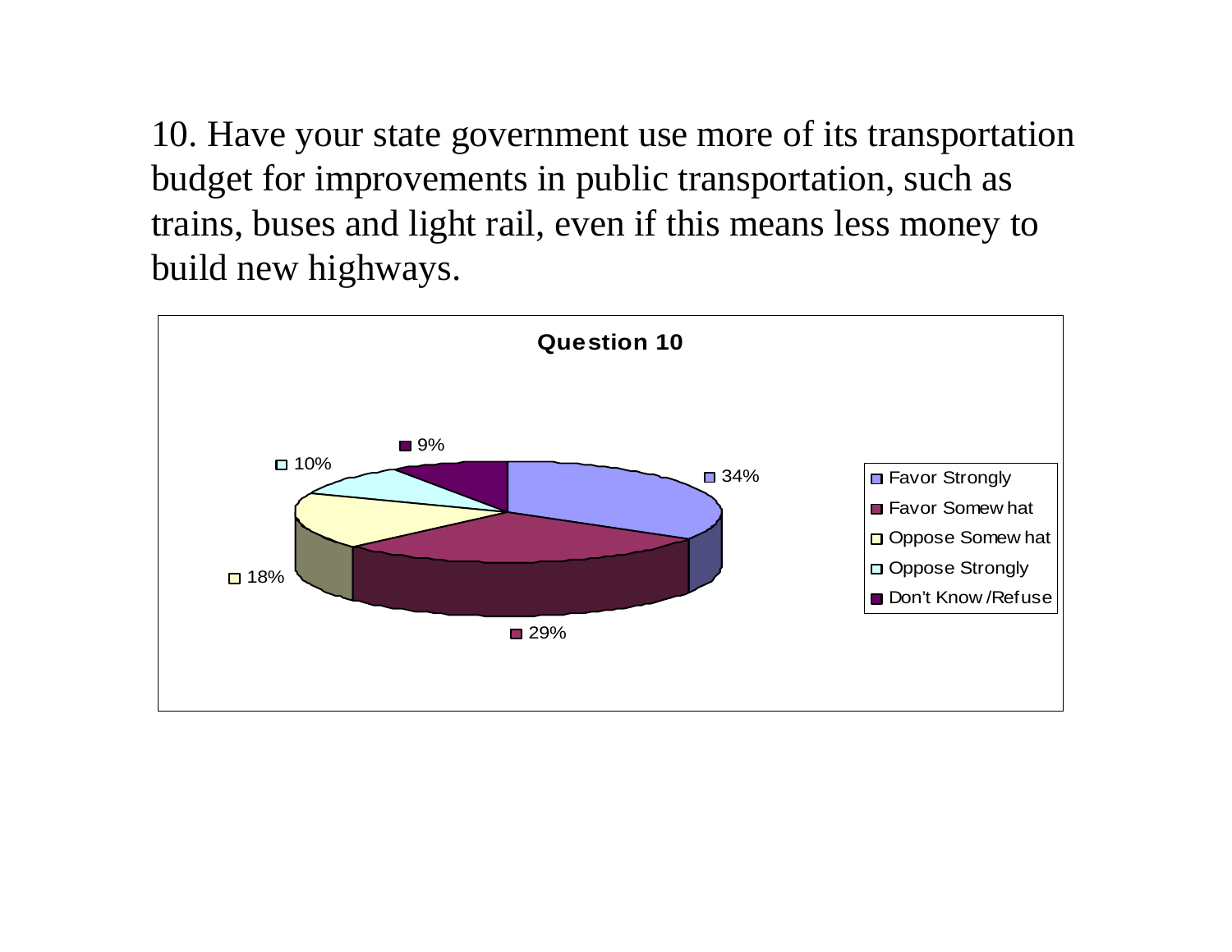10. Have your state government use more of its transportation budget for improvements in public transportation, such as trains, buses and light rail, even if this means less money to build new highways.

**Question 10**

| Response | Percent |
|---|---|
| Favor Strongly | 34% |
| Favor Somewhat | 29% |
| Oppose Somewhat | 18% |
| Oppose Strongly | 10% |
| Don't Know/Refuse | 9% |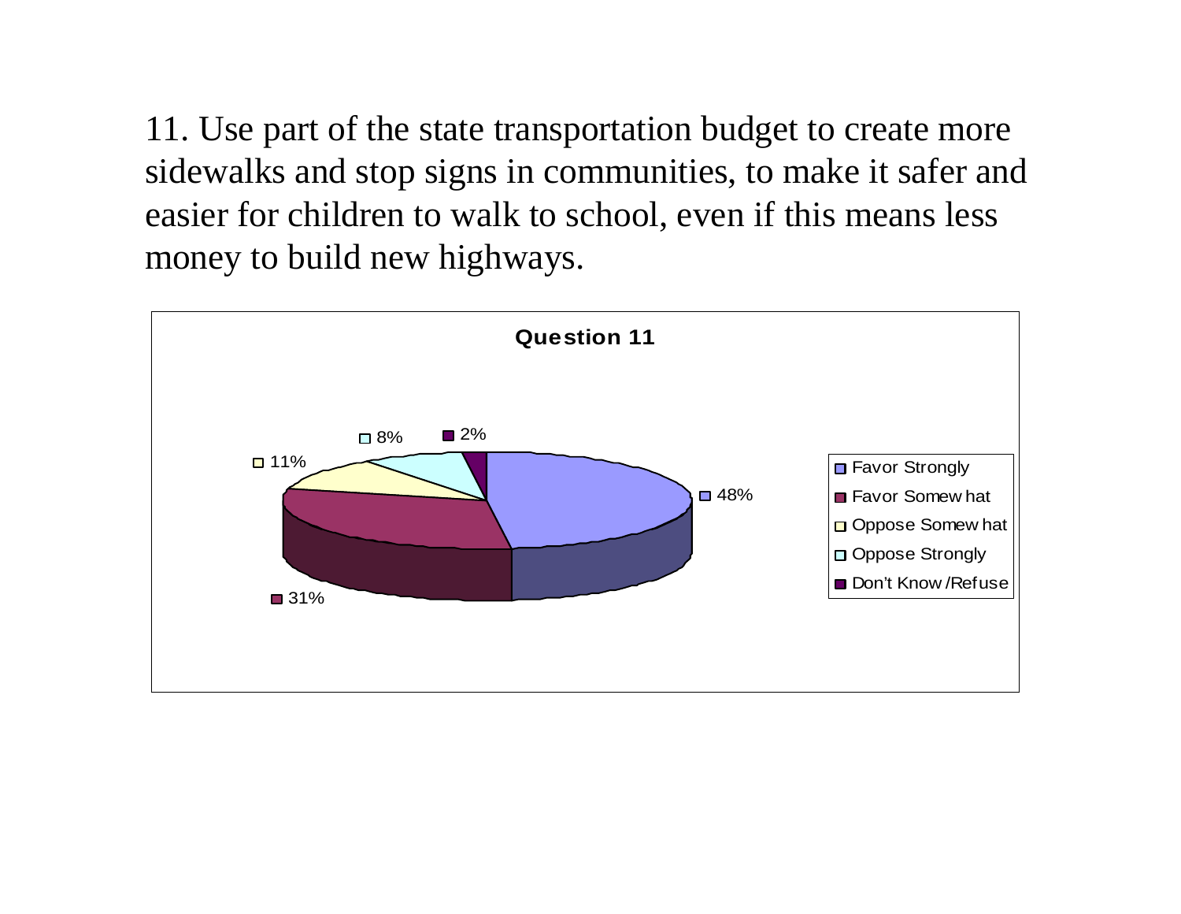11. Use part of the state transportation budget to create more sidewalks and stop signs in communities, to make it safer and easier for children to walk to school, even if this means less money to build new highways.

**Question 11**

| Response | Percent |
|---|---|
| Favor Strongly | 48% |
| Favor Somewhat | 31% |
| Oppose Somewhat | 11% |
| Oppose Strongly | 8% |
| Don't Know/Refuse | 2% |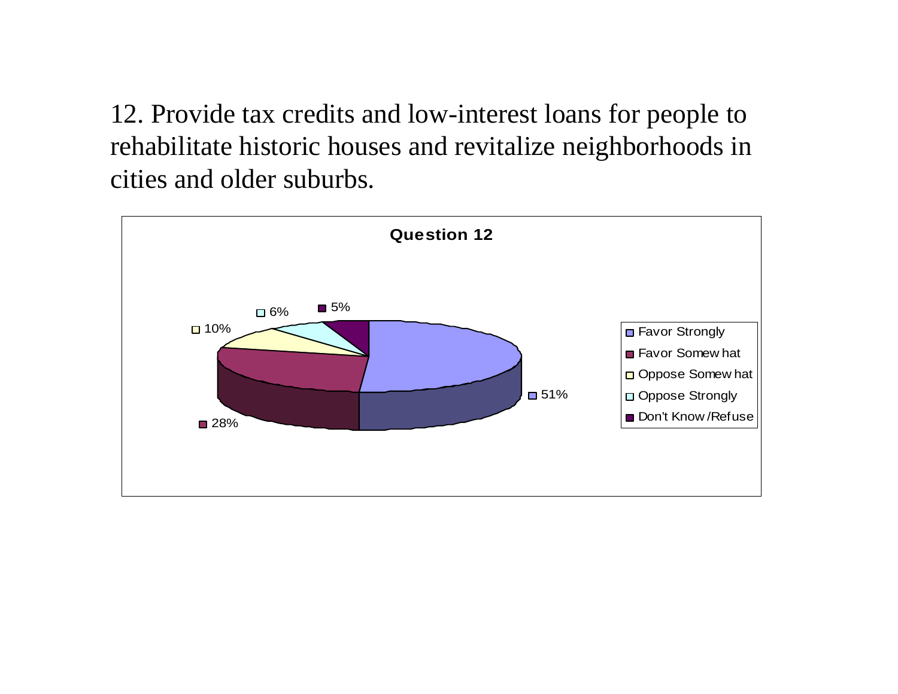12. Provide tax credits and low-interest loans for people to rehabilitate historic houses and revitalize neighborhoods in cities and older suburbs.

**Question 12**

| Response | Percent |
|---|---|
| Favor Strongly | 51% |
| Favor Somewhat | 28% |
| Oppose Somewhat | 10% |
| Oppose Strongly | 6% |
| Don't Know/Refuse | 5% |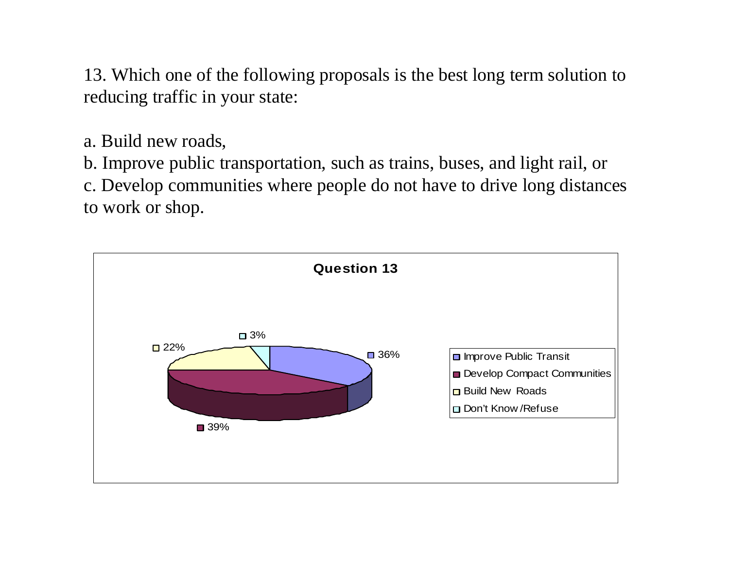13. Which one of the following proposals is the best long term solution to reducing traffic in your state:

a. Build new roads,
b. Improve public transportation, such as trains, buses, and light rail, or
c. Develop communities where people do not have to drive long distances to work or shop.

**Question 13**

| Response | Percent |
| --- | --- |
| Improve Public Transit | 36% |
| Develop Compact Communities | 39% |
| Build New Roads | 22% |
| Don't Know/Refuse | 3% |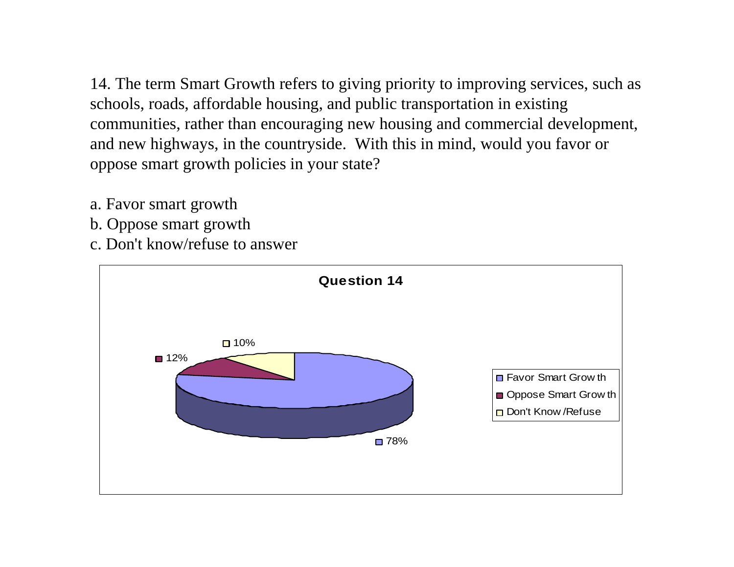14. The term Smart Growth refers to giving priority to improving services, such as schools, roads, affordable housing, and public transportation in existing communities, rather than encouraging new housing and commercial development, and new highways, in the countryside.  With this in mind, would you favor or oppose smart growth policies in your state?

a. Favor smart growth
b. Oppose smart growth
c. Don't know/refuse to answer

**Question 14**

| Response | Percent |
|---|---|
| Favor Smart Growth | 78% |
| Oppose Smart Growth | 12% |
| Don't Know/Refuse | 10% |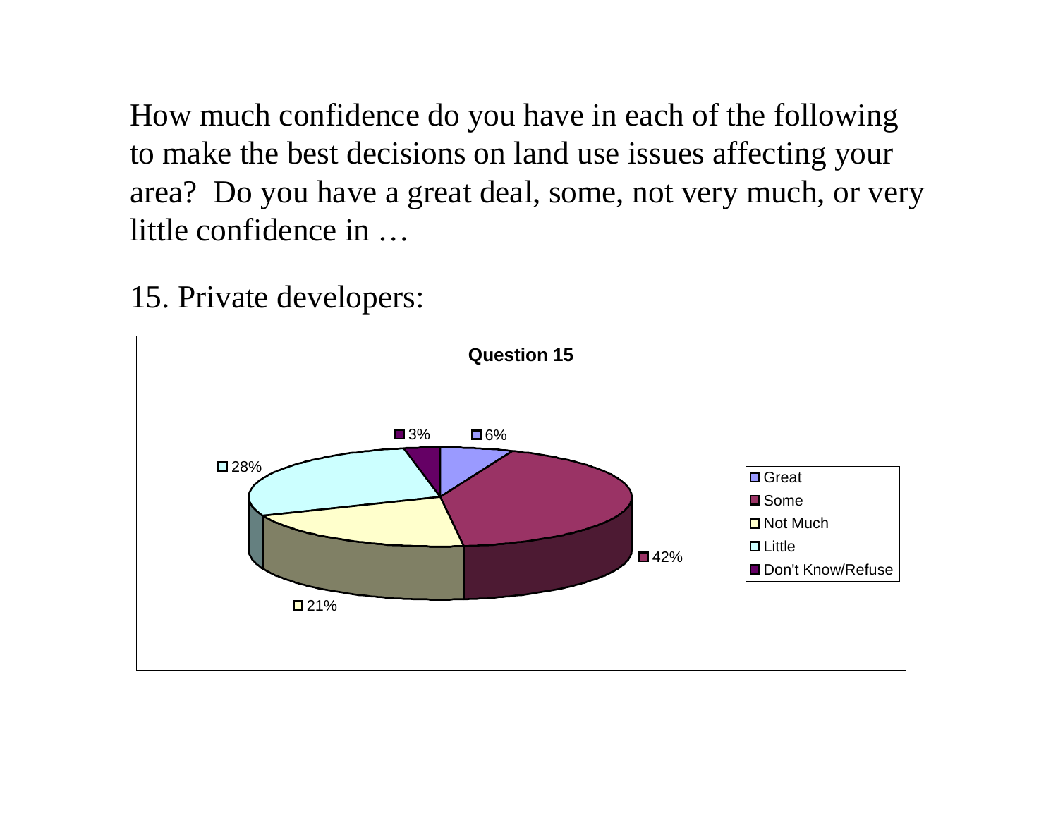How much confidence do you have in each of the following to make the best decisions on land use issues affecting your area? Do you have a great deal, some, not very much, or very little confidence in …

15. Private developers:

**Question 15**

| Response | Percent |
| --- | --- |
| Great | 6% |
| Some | 42% |
| Not Much | 21% |
| Little | 28% |
| Don't Know/Refuse | 3% |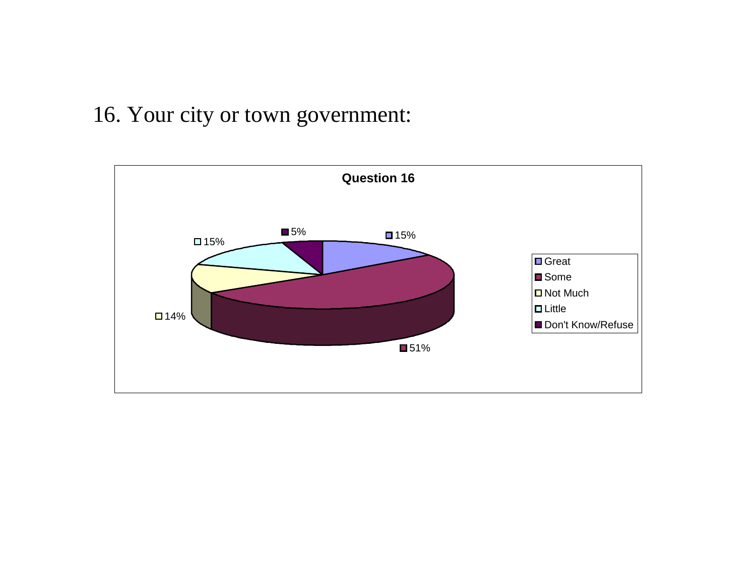16. Your city or town government:

**Question 16**

| Response | Percentage |
|---|---|
| Great | 15% |
| Some | 51% |
| Not Much | 14% |
| Little | 15% |
| Don't Know/Refuse | 5% |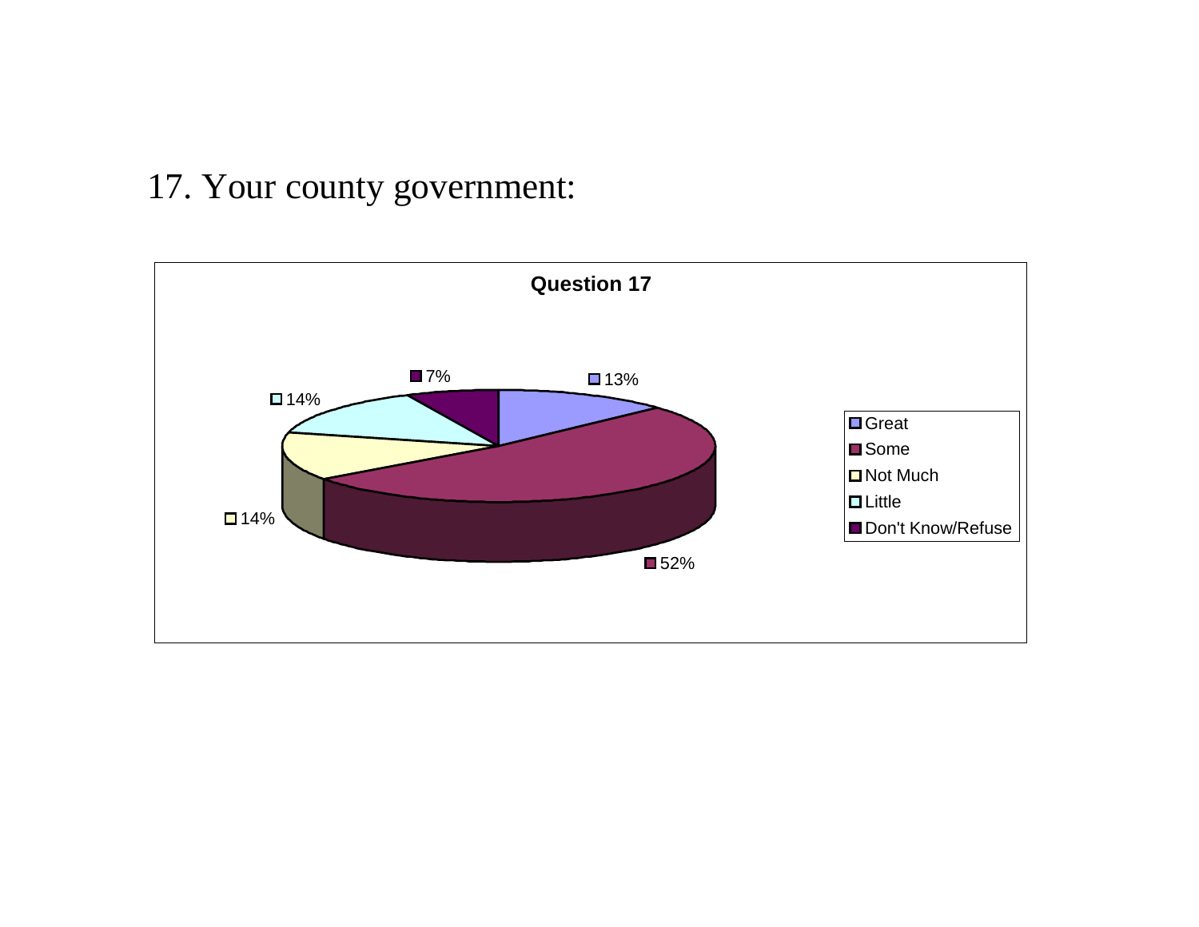17. Your county government:

**Question 17**

| Response | Percent |
| --- | --- |
| Great | 13% |
| Some | 52% |
| Not Much | 14% |
| Little | 14% |
| Don't Know/Refuse | 7% |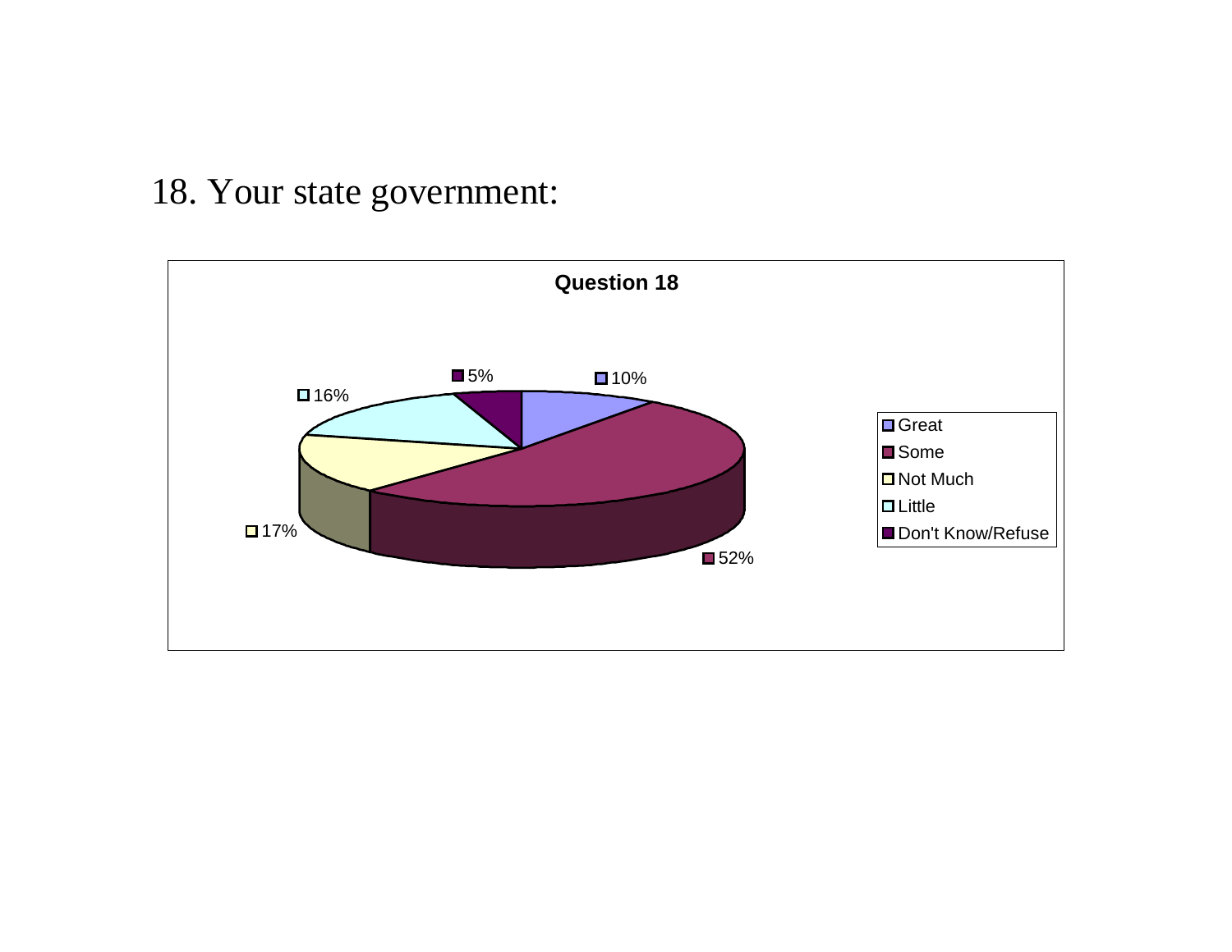18. Your state government:

**Question 18**

| Response | Percentage |
| --- | --- |
| Great | 10% |
| Some | 52% |
| Not Much | 17% |
| Little | 16% |
| Don't Know/Refuse | 5% |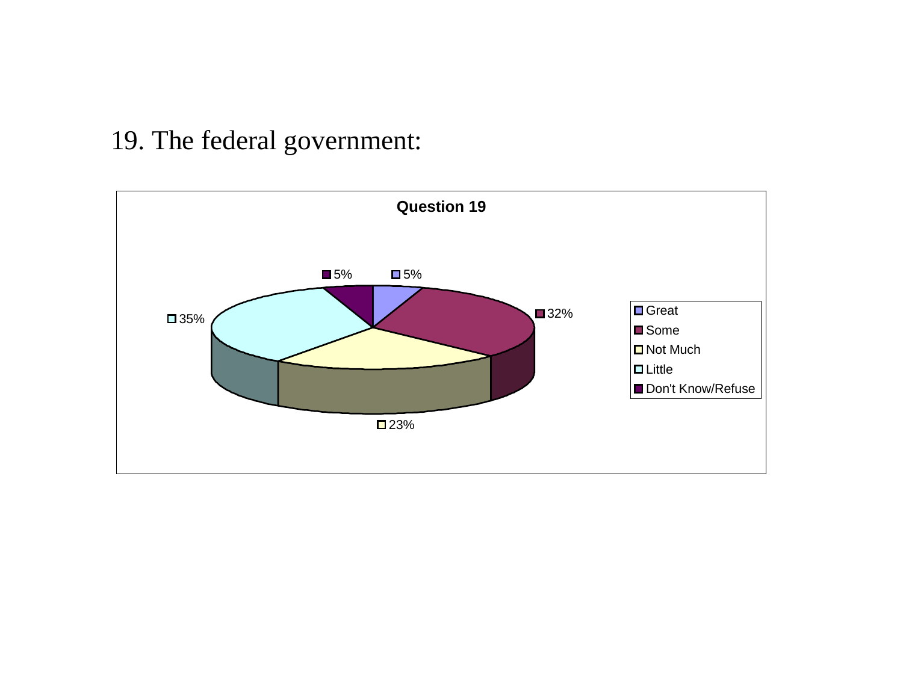19. The federal government:

**Question 19**

| Response | Percentage |
| --- | --- |
| Great | 5% |
| Some | 32% |
| Not Much | 23% |
| Little | 35% |
| Don't Know/Refuse | 5% |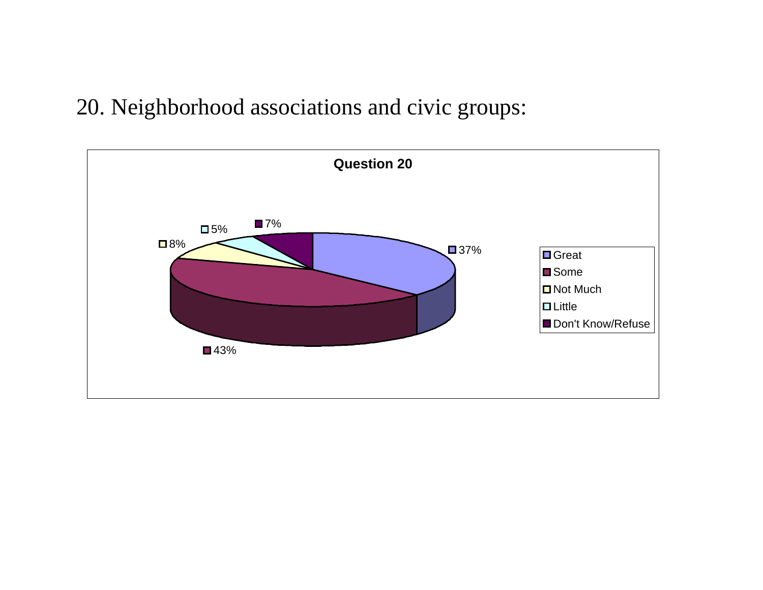20. Neighborhood associations and civic groups:

**Question 20**

| Response | Percentage |
|---|---|
| Great | 37% |
| Some | 43% |
| Not Much | 8% |
| Little | 5% |
| Don't Know/Refuse | 7% |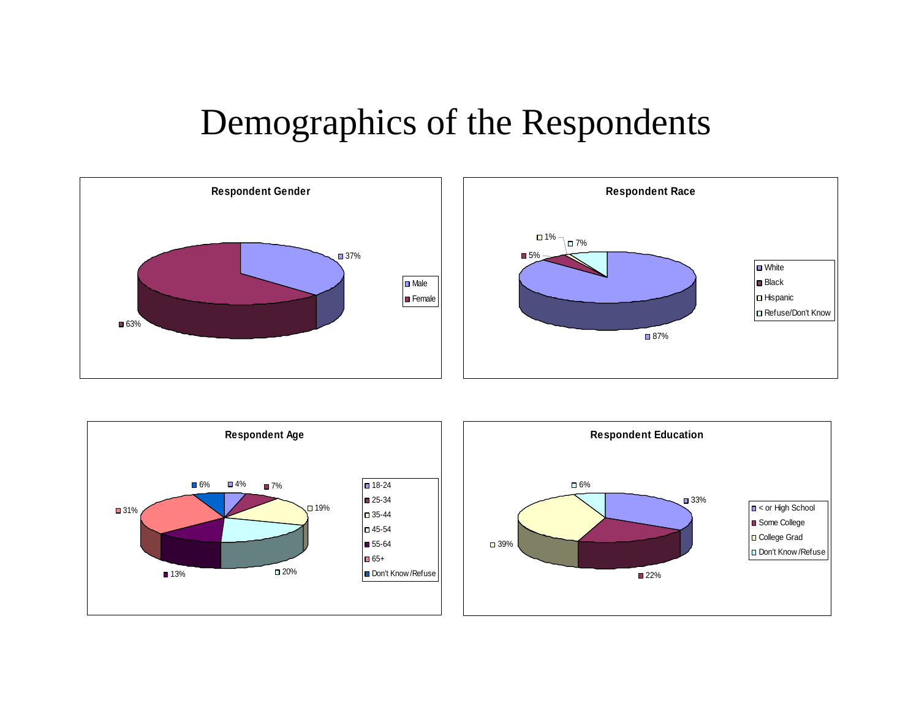# Demographics of the Respondents

**Respondent Gender**

| Category | Percent |
|---|---|
| Male | 37% |
| Female | 63% |

**Respondent Race**

| Category | Percent |
|---|---|
| White | 87% |
| Black | 5% |
| Hispanic | 1% |
| Refuse/Don't Know | 7% |

**Respondent Age**

| Category | Percent |
|---|---|
| 18-24 | 4% |
| 25-34 | 7% |
| 35-44 | 19% |
| 45-54 | 20% |
| 55-64 | 13% |
| 65+ | 31% |
| Don't Know/Refuse | 6% |

**Respondent Education**

| Category | Percent |
|---|---|
| < or High School | 33% |
| Some College | 22% |
| College Grad | 39% |
| Don't Know/Refuse | 6% |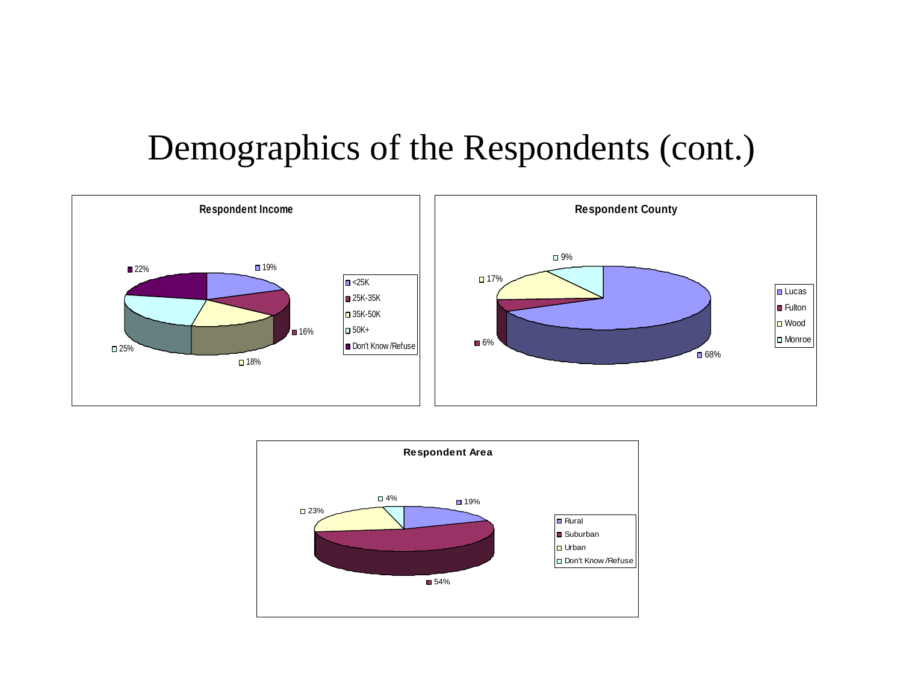# Demographics of the Respondents (cont.)

**Respondent Income**

| Category | Percent |
| --- | --- |
| <25K | 19% |
| 25K-35K | 16% |
| 35K-50K | 18% |
| 50K+ | 25% |
| Don't Know /Refuse | 22% |

**Respondent County**

| County | Percent |
| --- | --- |
| Lucas | 68% |
| Fulton | 6% |
| Wood | 17% |
| Monroe | 9% |

**Respondent Area**

| Area | Percent |
| --- | --- |
| Rural | 19% |
| Suburban | 54% |
| Urban | 23% |
| Don't Know /Refuse | 4% |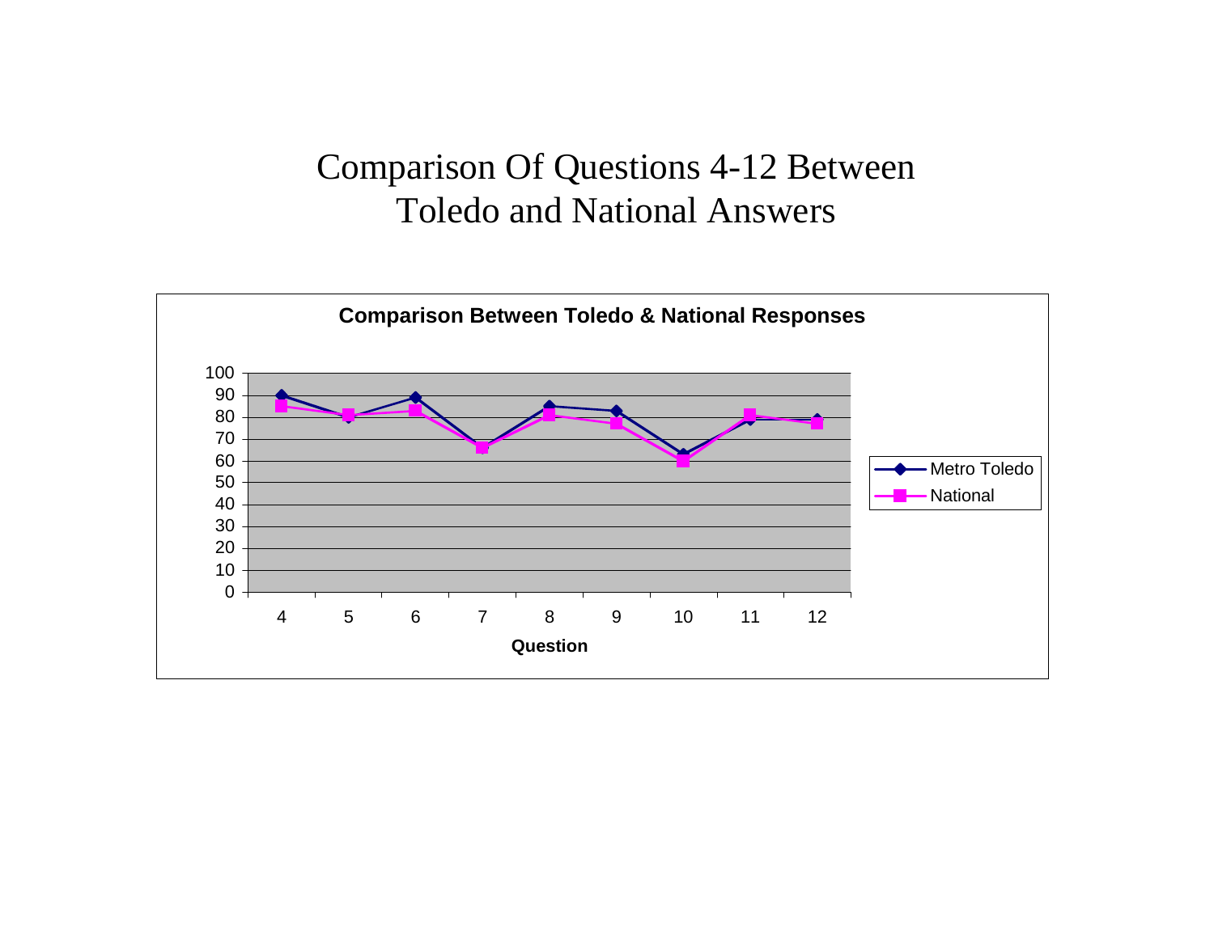# Comparison Of Questions 4-12 Between Toledo and National Answers

**Comparison Between Toledo & National Responses**

100
90
80
70
60
50
40
30
20
10
0

4 5 6 7 8 9 10 11 12

**Question**

Metro Toledo
National